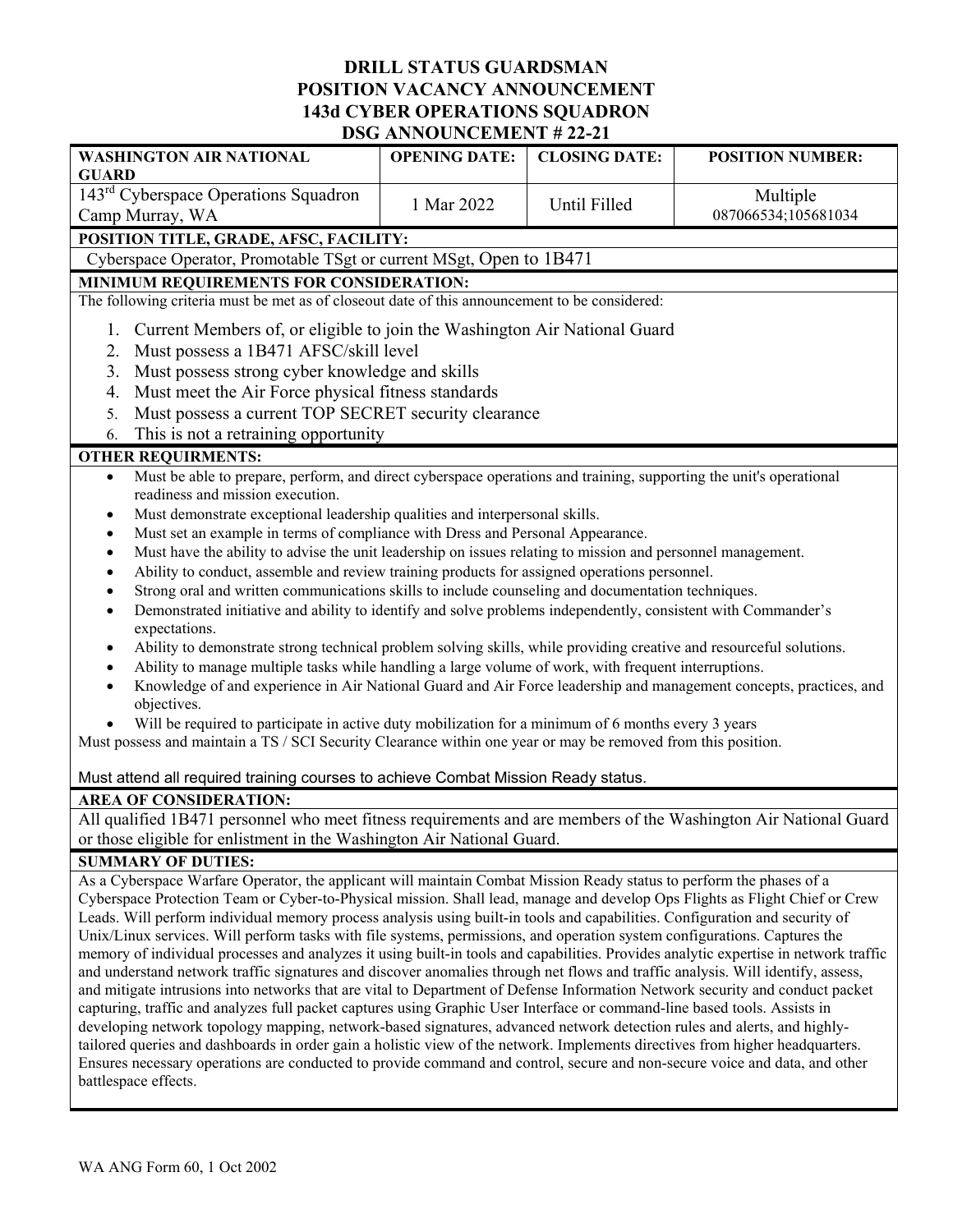# DRILL STATUS GUARDSMAN
# POSITION VACANCY ANNOUNCEMENT
# 143d CYBER OPERATIONS SQUADRON
# DSG ANNOUNCEMENT # 22-21

| WASHINGTON AIR NATIONAL GUARD | OPENING DATE: | CLOSING DATE: | POSITION NUMBER: |
|---|---|---|---|
| 143rd Cyberspace Operations Squadron Camp Murray, WA | 1 Mar 2022 | Until Filled | Multiple 087066534;105681034 |

**POSITION TITLE, GRADE, AFSC, FACILITY:**

Cyberspace Operator, Promotable TSgt or current MSgt, Open to 1B471

**MINIMUM REQUIREMENTS FOR CONSIDERATION:**

The following criteria must be met as of closeout date of this announcement to be considered:

1. Current Members of, or eligible to join the Washington Air National Guard
2. Must possess a 1B471 AFSC/skill level
3. Must possess strong cyber knowledge and skills
4. Must meet the Air Force physical fitness standards
5. Must possess a current TOP SECRET security clearance
6. This is not a retraining opportunity

**OTHER REQUIRMENTS:**

- Must be able to prepare, perform, and direct cyberspace operations and training, supporting the unit's operational readiness and mission execution.
- Must demonstrate exceptional leadership qualities and interpersonal skills.
- Must set an example in terms of compliance with Dress and Personal Appearance.
- Must have the ability to advise the unit leadership on issues relating to mission and personnel management.
- Ability to conduct, assemble and review training products for assigned operations personnel.
- Strong oral and written communications skills to include counseling and documentation techniques.
- Demonstrated initiative and ability to identify and solve problems independently, consistent with Commander's expectations.
- Ability to demonstrate strong technical problem solving skills, while providing creative and resourceful solutions.
- Ability to manage multiple tasks while handling a large volume of work, with frequent interruptions.
- Knowledge of and experience in Air National Guard and Air Force leadership and management concepts, practices, and objectives.
- Will be required to participate in active duty mobilization for a minimum of 6 months every 3 years

Must possess and maintain a TS / SCI Security Clearance within one year or may be removed from this position.

Must attend all required training courses to achieve Combat Mission Ready status.

**AREA OF CONSIDERATION:**

All qualified 1B471 personnel who meet fitness requirements and are members of the Washington Air National Guard or those eligible for enlistment in the Washington Air National Guard.

**SUMMARY OF DUTIES:**

As a Cyberspace Warfare Operator, the applicant will maintain Combat Mission Ready status to perform the phases of a Cyberspace Protection Team or Cyber-to-Physical mission. Shall lead, manage and develop Ops Flights as Flight Chief or Crew Leads. Will perform individual memory process analysis using built-in tools and capabilities. Configuration and security of Unix/Linux services. Will perform tasks with file systems, permissions, and operation system configurations. Captures the memory of individual processes and analyzes it using built-in tools and capabilities. Provides analytic expertise in network traffic and understand network traffic signatures and discover anomalies through net flows and traffic analysis. Will identify, assess, and mitigate intrusions into networks that are vital to Department of Defense Information Network security and conduct packet capturing, traffic and analyzes full packet captures using Graphic User Interface or command-line based tools. Assists in developing network topology mapping, network-based signatures, advanced network detection rules and alerts, and highly-tailored queries and dashboards in order gain a holistic view of the network. Implements directives from higher headquarters. Ensures necessary operations are conducted to provide command and control, secure and non-secure voice and data, and other battlespace effects.

WA ANG Form 60, 1 Oct 2002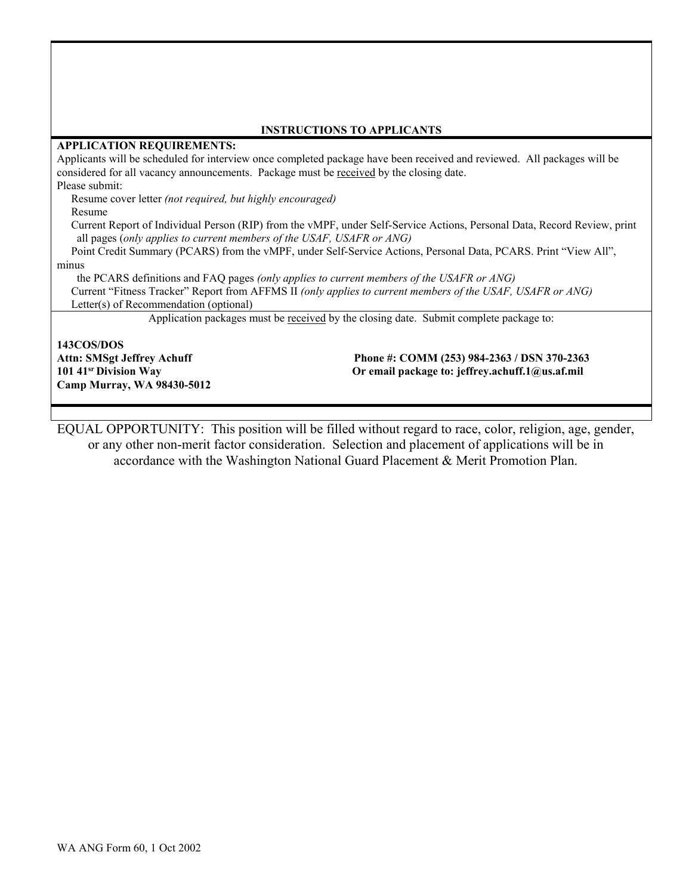## INSTRUCTIONS TO APPLICANTS

**APPLICATION REQUIREMENTS:**

Applicants will be scheduled for interview once completed package have been received and reviewed. All packages will be considered for all vacancy announcements. Package must be received by the closing date.

Please submit:

- Resume cover letter *(not required, but highly encouraged)*
- Resume
- Current Report of Individual Person (RIP) from the vMPF, under Self-Service Actions, Personal Data, Record Review, print all pages (*only applies to current members of the USAF, USAFR or ANG)*
- Point Credit Summary (PCARS) from the vMPF, under Self-Service Actions, Personal Data, PCARS. Print "View All", minus the PCARS definitions and FAQ pages *(only applies to current members of the USAFR or ANG)*
- Current "Fitness Tracker" Report from AFFMS II *(only applies to current members of the USAF, USAFR or ANG)*
- Letter(s) of Recommendation (optional)

Application packages must be received by the closing date. Submit complete package to:

**143COS/DOS**
**Attn: SMSgt Jeffrey Achuff**
**101 41sr Division Way**
**Camp Murray, WA 98430-5012**

**Phone #: COMM (253) 984-2363 / DSN 370-2363**
**Or email package to: jeffrey.achuff.1@us.af.mil**

EQUAL OPPORTUNITY: This position will be filled without regard to race, color, religion, age, gender, or any other non-merit factor consideration. Selection and placement of applications will be in accordance with the Washington National Guard Placement & Merit Promotion Plan.

WA ANG Form 60, 1 Oct 2002